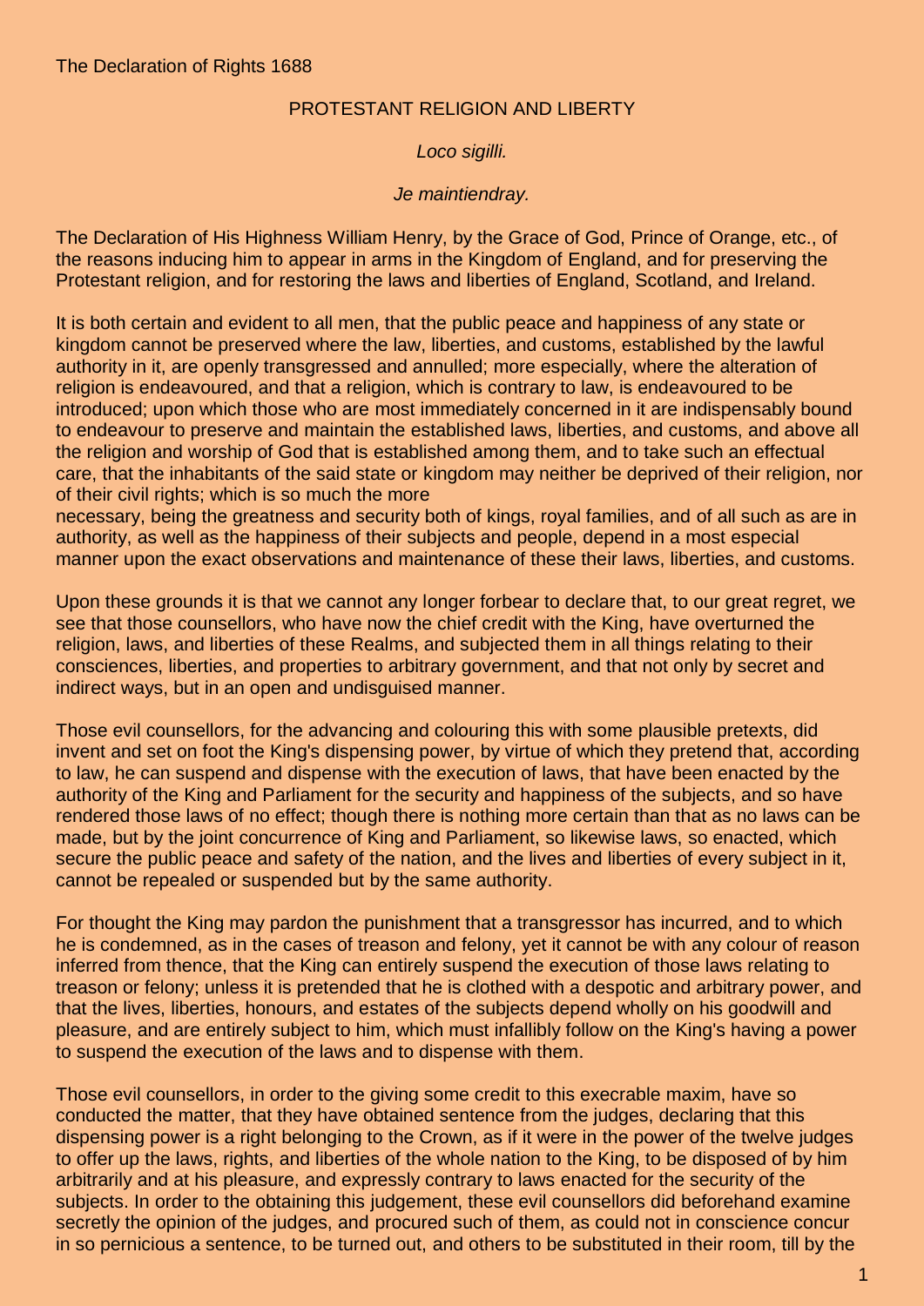The Declaration of Rights 1688

PROTESTANT RELIGION AND LIBERTY

*Loco sigilli.*

*Je maintiendray.*

The Declaration of His Highness William Henry, by the Grace of God, Prince of Orange, etc., of the reasons inducing him to appear in arms in the Kingdom of England, and for preserving the Protestant religion, and for restoring the laws and liberties of England, Scotland, and Ireland.

It is both certain and evident to all men, that the public peace and happiness of any state or kingdom cannot be preserved where the law, liberties, and customs, established by the lawful authority in it, are openly transgressed and annulled; more especially, where the alteration of religion is endeavoured, and that a religion, which is contrary to law, is endeavoured to be introduced; upon which those who are most immediately concerned in it are indispensably bound to endeavour to preserve and maintain the established laws, liberties, and customs, and above all the religion and worship of God that is established among them, and to take such an effectual care, that the inhabitants of the said state or kingdom may neither be deprived of their religion, nor of their civil rights; which is so much the more necessary, being the greatness and security both of kings, royal families, and of all such as are in authority, as well as the happiness of their subjects and people, depend in a most especial manner upon the exact observations and maintenance of these their laws, liberties, and customs.

Upon these grounds it is that we cannot any longer forbear to declare that, to our great regret, we see that those counsellors, who have now the chief credit with the King, have overturned the religion, laws, and liberties of these Realms, and subjected them in all things relating to their consciences, liberties, and properties to arbitrary government, and that not only by secret and indirect ways, but in an open and undisguised manner.

Those evil counsellors, for the advancing and colouring this with some plausible pretexts, did invent and set on foot the King's dispensing power, by virtue of which they pretend that, according to law, he can suspend and dispense with the execution of laws, that have been enacted by the authority of the King and Parliament for the security and happiness of the subjects, and so have rendered those laws of no effect; though there is nothing more certain than that as no laws can be made, but by the joint concurrence of King and Parliament, so likewise laws, so enacted, which secure the public peace and safety of the nation, and the lives and liberties of every subject in it, cannot be repealed or suspended but by the same authority.

For thought the King may pardon the punishment that a transgressor has incurred, and to which he is condemned, as in the cases of treason and felony, yet it cannot be with any colour of reason inferred from thence, that the King can entirely suspend the execution of those laws relating to treason or felony; unless it is pretended that he is clothed with a despotic and arbitrary power, and that the lives, liberties, honours, and estates of the subjects depend wholly on his goodwill and pleasure, and are entirely subject to him, which must infallibly follow on the King's having a power to suspend the execution of the laws and to dispense with them.

Those evil counsellors, in order to the giving some credit to this execrable maxim, have so conducted the matter, that they have obtained sentence from the judges, declaring that this dispensing power is a right belonging to the Crown, as if it were in the power of the twelve judges to offer up the laws, rights, and liberties of the whole nation to the King, to be disposed of by him arbitrarily and at his pleasure, and expressly contrary to laws enacted for the security of the subjects. In order to the obtaining this judgement, these evil counsellors did beforehand examine secretly the opinion of the judges, and procured such of them, as could not in conscience concur in so pernicious a sentence, to be turned out, and others to be substituted in their room, till by the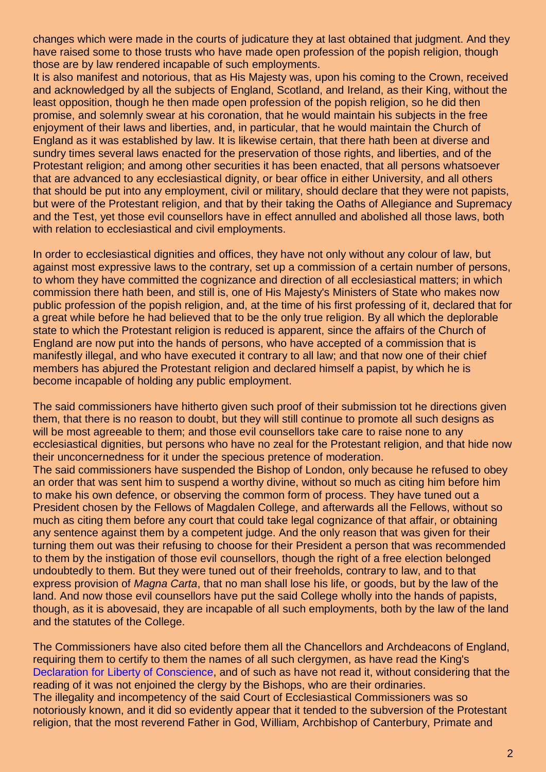changes which were made in the courts of judicature they at last obtained that judgment. And they have raised some to those trusts who have made open profession of the popish religion, though those are by law rendered incapable of such employments.

It is also manifest and notorious, that as His Majesty was, upon his coming to the Crown, received and acknowledged by all the subjects of England, Scotland, and Ireland, as their King, without the least opposition, though he then made open profession of the popish religion, so he did then promise, and solemnly swear at his coronation, that he would maintain his subjects in the free enjoyment of their laws and liberties, and, in particular, that he would maintain the Church of England as it was established by law. It is likewise certain, that there hath been at diverse and sundry times several laws enacted for the preservation of those rights, and liberties, and of the Protestant religion; and among other securities it has been enacted, that all persons whatsoever that are advanced to any ecclesiastical dignity, or bear office in either University, and all others that should be put into any employment, civil or military, should declare that they were not papists, but were of the Protestant religion, and that by their taking the Oaths of Allegiance and Supremacy and the Test, yet those evil counsellors have in effect annulled and abolished all those laws, both with relation to ecclesiastical and civil employments.

In order to ecclesiastical dignities and offices, they have not only without any colour of law, but against most expressive laws to the contrary, set up a commission of a certain number of persons, to whom they have committed the cognizance and direction of all ecclesiastical matters; in which commission there hath been, and still is, one of His Majesty's Ministers of State who makes now public profession of the popish religion, and, at the time of his first professing of it, declared that for a great while before he had believed that to be the only true religion. By all which the deplorable state to which the Protestant religion is reduced is apparent, since the affairs of the Church of England are now put into the hands of persons, who have accepted of a commission that is manifestly illegal, and who have executed it contrary to all law; and that now one of their chief members has abjured the Protestant religion and declared himself a papist, by which he is become incapable of holding any public employment.

The said commissioners have hitherto given such proof of their submission tot he directions given them, that there is no reason to doubt, but they will still continue to promote all such designs as will be most agreeable to them; and those evil counsellors take care to raise none to any ecclesiastical dignities, but persons who have no zeal for the Protestant religion, and that hide now their unconcernedness for it under the specious pretence of moderation.

The said commissioners have suspended the Bishop of London, only because he refused to obey an order that was sent him to suspend a worthy divine, without so much as citing him before him to make his own defence, or observing the common form of process. They have tuned out a President chosen by the Fellows of Magdalen College, and afterwards all the Fellows, without so much as citing them before any court that could take legal cognizance of that affair, or obtaining any sentence against them by a competent judge. And the only reason that was given for their turning them out was their refusing to choose for their President a person that was recommended to them by the instigation of those evil counsellors, though the right of a free election belonged undoubtedly to them. But they were tuned out of their freeholds, contrary to law, and to that express provision of *Magna Carta*, that no man shall lose his life, or goods, but by the law of the land. And now those evil counsellors have put the said College wholly into the hands of papists, though, as it is abovesaid, they are incapable of all such employments, both by the law of the land and the statutes of the College.

The Commissioners have also cited before them all the Chancellors and Archdeacons of England, requiring them to certify to them the names of all such clergymen, as have read the King's Declaration for Liberty of Conscience, and of such as have not read it, without considering that the reading of it was not enjoined the clergy by the Bishops, who are their ordinaries.

The illegality and incompetency of the said Court of Ecclesiastical Commissioners was so notoriously known, and it did so evidently appear that it tended to the subversion of the Protestant religion, that the most reverend Father in God, William, Archbishop of Canterbury, Primate and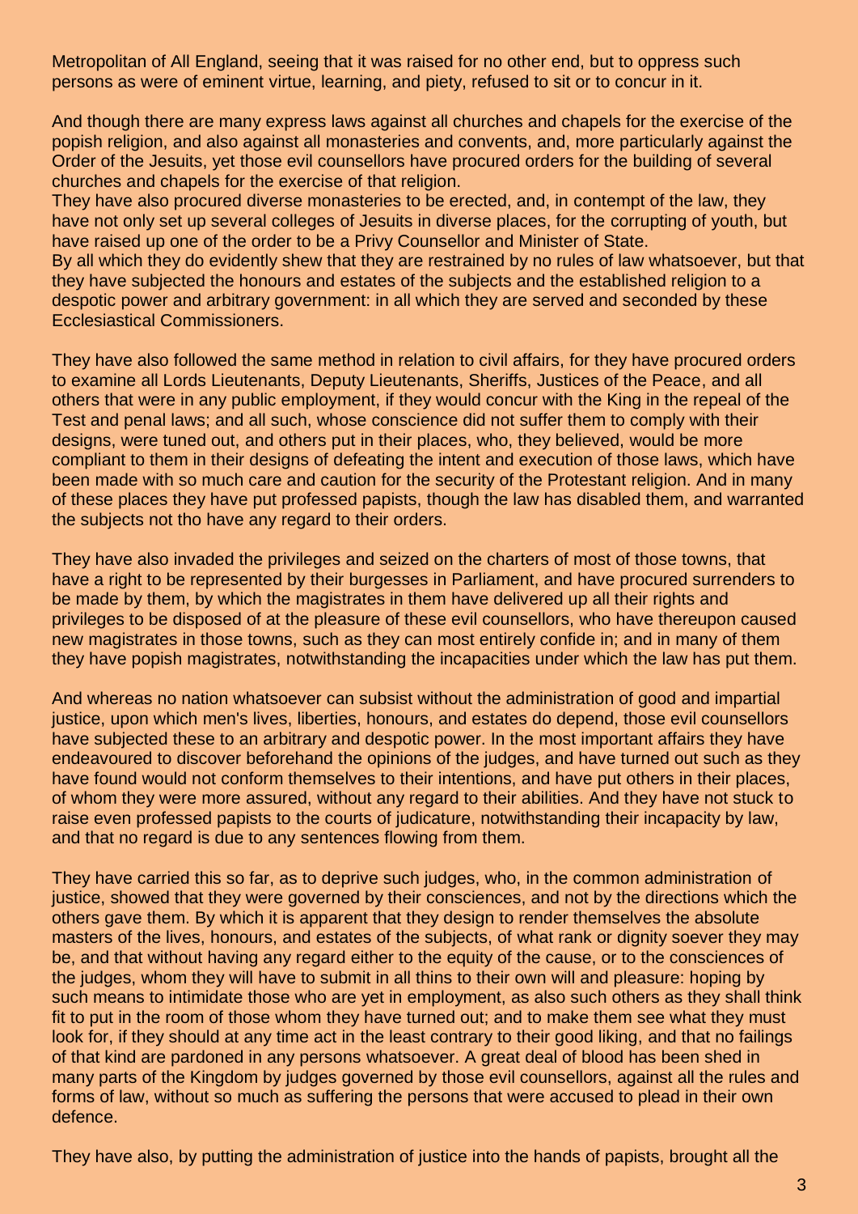Metropolitan of All England, seeing that it was raised for no other end, but to oppress such persons as were of eminent virtue, learning, and piety, refused to sit or to concur in it.

And though there are many express laws against all churches and chapels for the exercise of the popish religion, and also against all monasteries and convents, and, more particularly against the Order of the Jesuits, yet those evil counsellors have procured orders for the building of several churches and chapels for the exercise of that religion.
They have also procured diverse monasteries to be erected, and, in contempt of the law, they have not only set up several colleges of Jesuits in diverse places, for the corrupting of youth, but have raised up one of the order to be a Privy Counsellor and Minister of State.
By all which they do evidently shew that they are restrained by no rules of law whatsoever, but that they have subjected the honours and estates of the subjects and the established religion to a despotic power and arbitrary government: in all which they are served and seconded by these Ecclesiastical Commissioners.

They have also followed the same method in relation to civil affairs, for they have procured orders to examine all Lords Lieutenants, Deputy Lieutenants, Sheriffs, Justices of the Peace, and all others that were in any public employment, if they would concur with the King in the repeal of the Test and penal laws; and all such, whose conscience did not suffer them to comply with their designs, were tuned out, and others put in their places, who, they believed, would be more compliant to them in their designs of defeating the intent and execution of those laws, which have been made with so much care and caution for the security of the Protestant religion. And in many of these places they have put professed papists, though the law has disabled them, and warranted the subjects not tho have any regard to their orders.

They have also invaded the privileges and seized on the charters of most of those towns, that have a right to be represented by their burgesses in Parliament, and have procured surrenders to be made by them, by which the magistrates in them have delivered up all their rights and privileges to be disposed of at the pleasure of these evil counsellors, who have thereupon caused new magistrates in those towns, such as they can most entirely confide in; and in many of them they have popish magistrates, notwithstanding the incapacities under which the law has put them.

And whereas no nation whatsoever can subsist without the administration of good and impartial justice, upon which men's lives, liberties, honours, and estates do depend, those evil counsellors have subjected these to an arbitrary and despotic power. In the most important affairs they have endeavoured to discover beforehand the opinions of the judges, and have turned out such as they have found would not conform themselves to their intentions, and have put others in their places, of whom they were more assured, without any regard to their abilities. And they have not stuck to raise even professed papists to the courts of judicature, notwithstanding their incapacity by law, and that no regard is due to any sentences flowing from them.

They have carried this so far, as to deprive such judges, who, in the common administration of justice, showed that they were governed by their consciences, and not by the directions which the others gave them. By which it is apparent that they design to render themselves the absolute masters of the lives, honours, and estates of the subjects, of what rank or dignity soever they may be, and that without having any regard either to the equity of the cause, or to the consciences of the judges, whom they will have to submit in all thins to their own will and pleasure: hoping by such means to intimidate those who are yet in employment, as also such others as they shall think fit to put in the room of those whom they have turned out; and to make them see what they must look for, if they should at any time act in the least contrary to their good liking, and that no failings of that kind are pardoned in any persons whatsoever. A great deal of blood has been shed in many parts of the Kingdom by judges governed by those evil counsellors, against all the rules and forms of law, without so much as suffering the persons that were accused to plead in their own defence.

They have also, by putting the administration of justice into the hands of papists, brought all the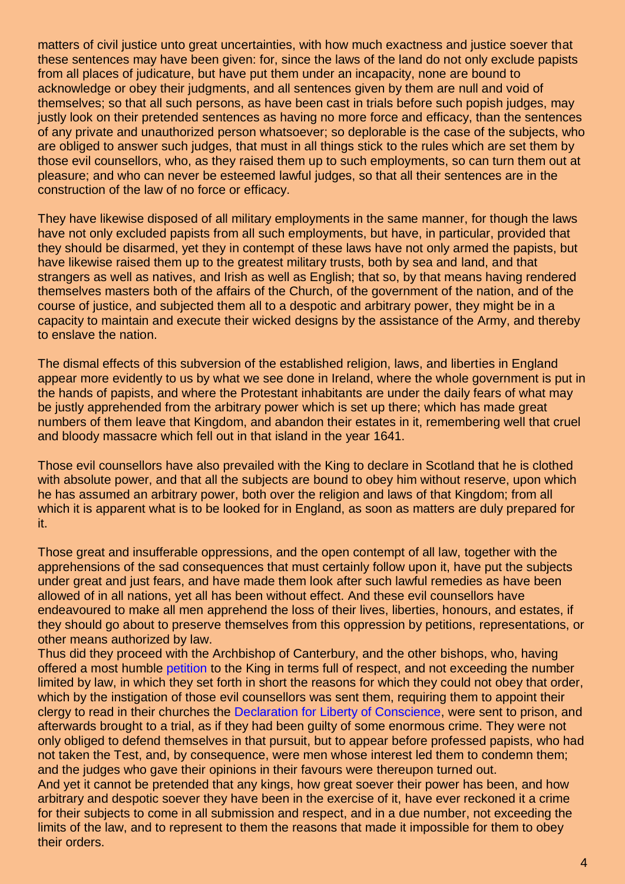matters of civil justice unto great uncertainties, with how much exactness and justice soever that these sentences may have been given: for, since the laws of the land do not only exclude papists from all places of judicature, but have put them under an incapacity, none are bound to acknowledge or obey their judgments, and all sentences given by them are null and void of themselves; so that all such persons, as have been cast in trials before such popish judges, may justly look on their pretended sentences as having no more force and efficacy, than the sentences of any private and unauthorized person whatsoever; so deplorable is the case of the subjects, who are obliged to answer such judges, that must in all things stick to the rules which are set them by those evil counsellors, who, as they raised them up to such employments, so can turn them out at pleasure; and who can never be esteemed lawful judges, so that all their sentences are in the construction of the law of no force or efficacy.

They have likewise disposed of all military employments in the same manner, for though the laws have not only excluded papists from all such employments, but have, in particular, provided that they should be disarmed, yet they in contempt of these laws have not only armed the papists, but have likewise raised them up to the greatest military trusts, both by sea and land, and that strangers as well as natives, and Irish as well as English; that so, by that means having rendered themselves masters both of the affairs of the Church, of the government of the nation, and of the course of justice, and subjected them all to a despotic and arbitrary power, they might be in a capacity to maintain and execute their wicked designs by the assistance of the Army, and thereby to enslave the nation.

The dismal effects of this subversion of the established religion, laws, and liberties in England appear more evidently to us by what we see done in Ireland, where the whole government is put in the hands of papists, and where the Protestant inhabitants are under the daily fears of what may be justly apprehended from the arbitrary power which is set up there; which has made great numbers of them leave that Kingdom, and abandon their estates in it, remembering well that cruel and bloody massacre which fell out in that island in the year 1641.

Those evil counsellors have also prevailed with the King to declare in Scotland that he is clothed with absolute power, and that all the subjects are bound to obey him without reserve, upon which he has assumed an arbitrary power, both over the religion and laws of that Kingdom; from all which it is apparent what is to be looked for in England, as soon as matters are duly prepared for it.

Those great and insufferable oppressions, and the open contempt of all law, together with the apprehensions of the sad consequences that must certainly follow upon it, have put the subjects under great and just fears, and have made them look after such lawful remedies as have been allowed of in all nations, yet all has been without effect. And these evil counsellors have endeavoured to make all men apprehend the loss of their lives, liberties, honours, and estates, if they should go about to preserve themselves from this oppression by petitions, representations, or other means authorized by law.

Thus did they proceed with the Archbishop of Canterbury, and the other bishops, who, having offered a most humble petition to the King in terms full of respect, and not exceeding the number limited by law, in which they set forth in short the reasons for which they could not obey that order, which by the instigation of those evil counsellors was sent them, requiring them to appoint their clergy to read in their churches the Declaration for Liberty of Conscience, were sent to prison, and afterwards brought to a trial, as if they had been guilty of some enormous crime. They were not only obliged to defend themselves in that pursuit, but to appear before professed papists, who had not taken the Test, and, by consequence, were men whose interest led them to condemn them; and the judges who gave their opinions in their favours were thereupon turned out.

And yet it cannot be pretended that any kings, how great soever their power has been, and how arbitrary and despotic soever they have been in the exercise of it, have ever reckoned it a crime for their subjects to come in all submission and respect, and in a due number, not exceeding the limits of the law, and to represent to them the reasons that made it impossible for them to obey their orders.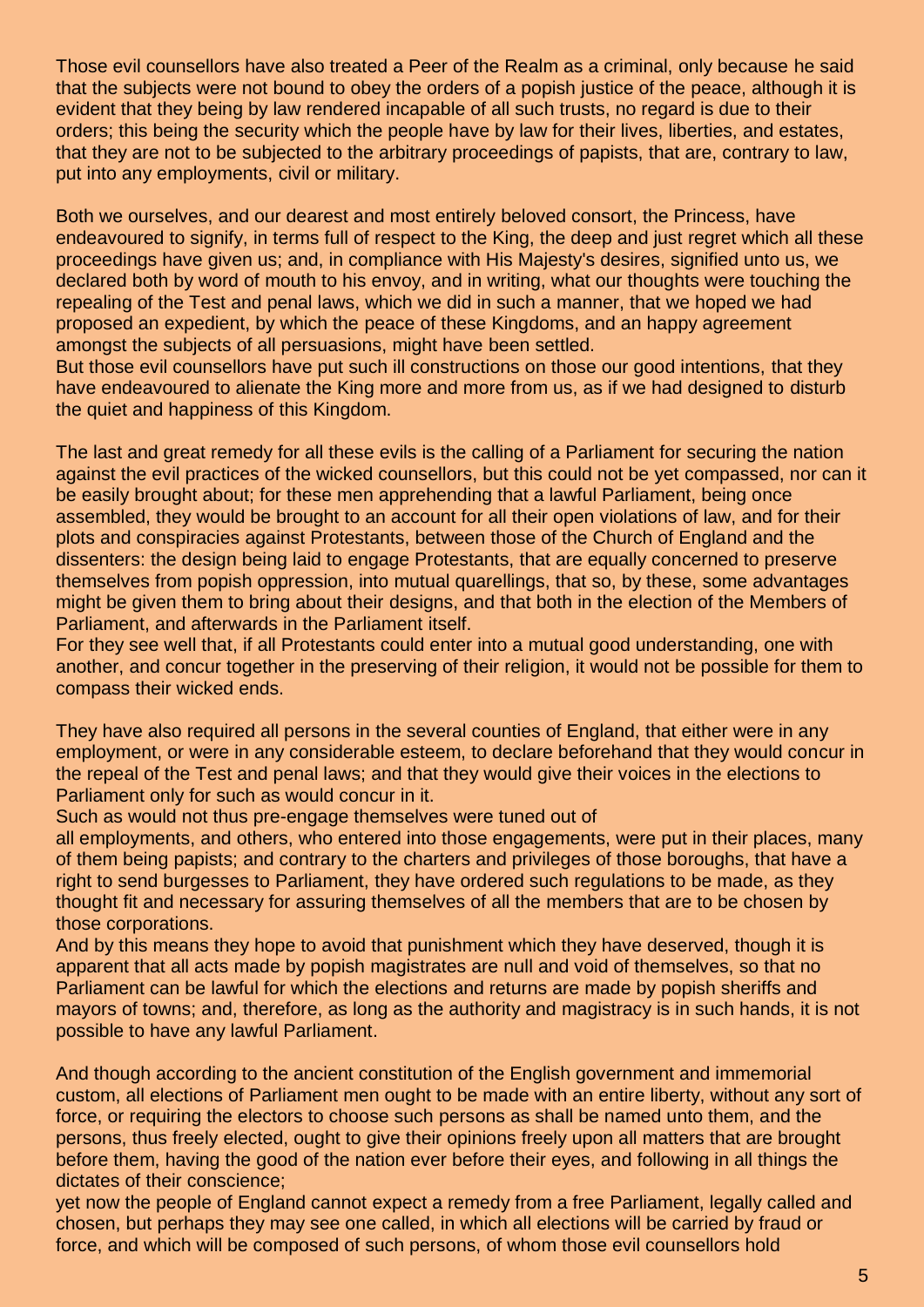Those evil counsellors have also treated a Peer of the Realm as a criminal, only because he said that the subjects were not bound to obey the orders of a popish justice of the peace, although it is evident that they being by law rendered incapable of all such trusts, no regard is due to their orders; this being the security which the people have by law for their lives, liberties, and estates, that they are not to be subjected to the arbitrary proceedings of papists, that are, contrary to law, put into any employments, civil or military.

Both we ourselves, and our dearest and most entirely beloved consort, the Princess, have endeavoured to signify, in terms full of respect to the King, the deep and just regret which all these proceedings have given us; and, in compliance with His Majesty's desires, signified unto us, we declared both by word of mouth to his envoy, and in writing, what our thoughts were touching the repealing of the Test and penal laws, which we did in such a manner, that we hoped we had proposed an expedient, by which the peace of these Kingdoms, and an happy agreement amongst the subjects of all persuasions, might have been settled.
But those evil counsellors have put such ill constructions on those our good intentions, that they have endeavoured to alienate the King more and more from us, as if we had designed to disturb the quiet and happiness of this Kingdom.

The last and great remedy for all these evils is the calling of a Parliament for securing the nation against the evil practices of the wicked counsellors, but this could not be yet compassed, nor can it be easily brought about; for these men apprehending that a lawful Parliament, being once assembled, they would be brought to an account for all their open violations of law, and for their plots and conspiracies against Protestants, between those of the Church of England and the dissenters: the design being laid to engage Protestants, that are equally concerned to preserve themselves from popish oppression, into mutual quarellings, that so, by these, some advantages might be given them to bring about their designs, and that both in the election of the Members of Parliament, and afterwards in the Parliament itself.
For they see well that, if all Protestants could enter into a mutual good understanding, one with another, and concur together in the preserving of their religion, it would not be possible for them to compass their wicked ends.

They have also required all persons in the several counties of England, that either were in any employment, or were in any considerable esteem, to declare beforehand that they would concur in the repeal of the Test and penal laws; and that they would give their voices in the elections to Parliament only for such as would concur in it.
Such as would not thus pre-engage themselves were tuned out of
all employments, and others, who entered into those engagements, were put in their places, many of them being papists; and contrary to the charters and privileges of those boroughs, that have a right to send burgesses to Parliament, they have ordered such regulations to be made, as they thought fit and necessary for assuring themselves of all the members that are to be chosen by those corporations.
And by this means they hope to avoid that punishment which they have deserved, though it is apparent that all acts made by popish magistrates are null and void of themselves, so that no Parliament can be lawful for which the elections and returns are made by popish sheriffs and mayors of towns; and, therefore, as long as the authority and magistracy is in such hands, it is not possible to have any lawful Parliament.

And though according to the ancient constitution of the English government and immemorial custom, all elections of Parliament men ought to be made with an entire liberty, without any sort of force, or requiring the electors to choose such persons as shall be named unto them, and the persons, thus freely elected, ought to give their opinions freely upon all matters that are brought before them, having the good of the nation ever before their eyes, and following in all things the dictates of their conscience;
yet now the people of England cannot expect a remedy from a free Parliament, legally called and chosen, but perhaps they may see one called, in which all elections will be carried by fraud or force, and which will be composed of such persons, of whom those evil counsellors hold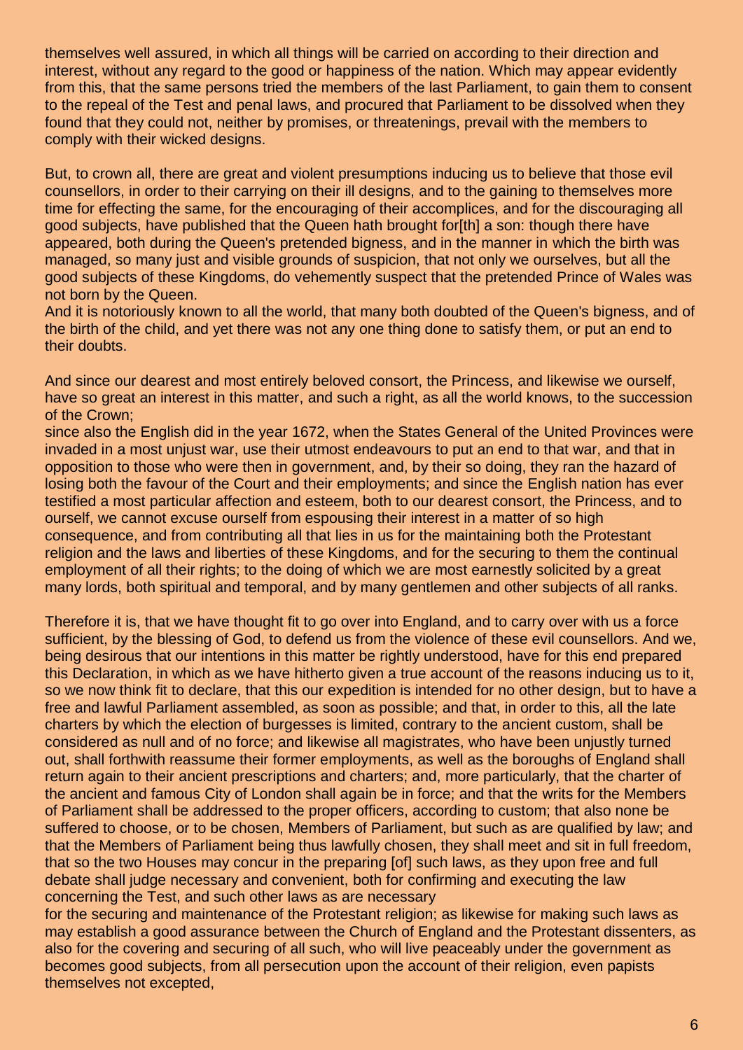themselves well assured, in which all things will be carried on according to their direction and interest, without any regard to the good or happiness of the nation. Which may appear evidently from this, that the same persons tried the members of the last Parliament, to gain them to consent to the repeal of the Test and penal laws, and procured that Parliament to be dissolved when they found that they could not, neither by promises, or threatenings, prevail with the members to comply with their wicked designs.

But, to crown all, there are great and violent presumptions inducing us to believe that those evil counsellors, in order to their carrying on their ill designs, and to the gaining to themselves more time for effecting the same, for the encouraging of their accomplices, and for the discouraging all good subjects, have published that the Queen hath brought for[th] a son: though there have appeared, both during the Queen's pretended bigness, and in the manner in which the birth was managed, so many just and visible grounds of suspicion, that not only we ourselves, but all the good subjects of these Kingdoms, do vehemently suspect that the pretended Prince of Wales was not born by the Queen.

And it is notoriously known to all the world, that many both doubted of the Queen's bigness, and of the birth of the child, and yet there was not any one thing done to satisfy them, or put an end to their doubts.

And since our dearest and most entirely beloved consort, the Princess, and likewise we ourself, have so great an interest in this matter, and such a right, as all the world knows, to the succession of the Crown;

since also the English did in the year 1672, when the States General of the United Provinces were invaded in a most unjust war, use their utmost endeavours to put an end to that war, and that in opposition to those who were then in government, and, by their so doing, they ran the hazard of losing both the favour of the Court and their employments; and since the English nation has ever testified a most particular affection and esteem, both to our dearest consort, the Princess, and to ourself, we cannot excuse ourself from espousing their interest in a matter of so high consequence, and from contributing all that lies in us for the maintaining both the Protestant religion and the laws and liberties of these Kingdoms, and for the securing to them the continual employment of all their rights; to the doing of which we are most earnestly solicited by a great many lords, both spiritual and temporal, and by many gentlemen and other subjects of all ranks.

Therefore it is, that we have thought fit to go over into England, and to carry over with us a force sufficient, by the blessing of God, to defend us from the violence of these evil counsellors. And we, being desirous that our intentions in this matter be rightly understood, have for this end prepared this Declaration, in which as we have hitherto given a true account of the reasons inducing us to it, so we now think fit to declare, that this our expedition is intended for no other design, but to have a free and lawful Parliament assembled, as soon as possible; and that, in order to this, all the late charters by which the election of burgesses is limited, contrary to the ancient custom, shall be considered as null and of no force; and likewise all magistrates, who have been unjustly turned out, shall forthwith reassume their former employments, as well as the boroughs of England shall return again to their ancient prescriptions and charters; and, more particularly, that the charter of the ancient and famous City of London shall again be in force; and that the writs for the Members of Parliament shall be addressed to the proper officers, according to custom; that also none be suffered to choose, or to be chosen, Members of Parliament, but such as are qualified by law; and that the Members of Parliament being thus lawfully chosen, they shall meet and sit in full freedom, that so the two Houses may concur in the preparing [of] such laws, as they upon free and full debate shall judge necessary and convenient, both for confirming and executing the law concerning the Test, and such other laws as are necessary

for the securing and maintenance of the Protestant religion; as likewise for making such laws as may establish a good assurance between the Church of England and the Protestant dissenters, as also for the covering and securing of all such, who will live peaceably under the government as becomes good subjects, from all persecution upon the account of their religion, even papists themselves not excepted,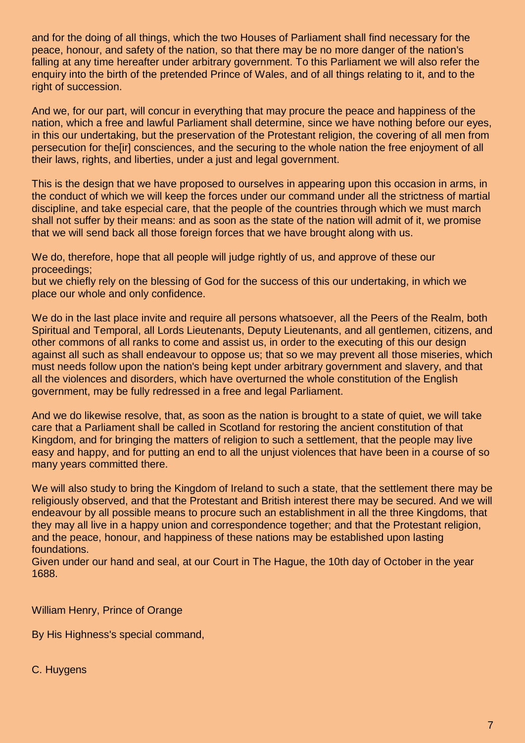and for the doing of all things, which the two Houses of Parliament shall find necessary for the peace, honour, and safety of the nation, so that there may be no more danger of the nation's falling at any time hereafter under arbitrary government. To this Parliament we will also refer the enquiry into the birth of the pretended Prince of Wales, and of all things relating to it, and to the right of succession.

And we, for our part, will concur in everything that may procure the peace and happiness of the nation, which a free and lawful Parliament shall determine, since we have nothing before our eyes, in this our undertaking, but the preservation of the Protestant religion, the covering of all men from persecution for the[ir] consciences, and the securing to the whole nation the free enjoyment of all their laws, rights, and liberties, under a just and legal government.

This is the design that we have proposed to ourselves in appearing upon this occasion in arms, in the conduct of which we will keep the forces under our command under all the strictness of martial discipline, and take especial care, that the people of the countries through which we must march shall not suffer by their means: and as soon as the state of the nation will admit of it, we promise that we will send back all those foreign forces that we have brought along with us.

We do, therefore, hope that all people will judge rightly of us, and approve of these our proceedings;
but we chiefly rely on the blessing of God for the success of this our undertaking, in which we place our whole and only confidence.

We do in the last place invite and require all persons whatsoever, all the Peers of the Realm, both Spiritual and Temporal, all Lords Lieutenants, Deputy Lieutenants, and all gentlemen, citizens, and other commons of all ranks to come and assist us, in order to the executing of this our design against all such as shall endeavour to oppose us; that so we may prevent all those miseries, which must needs follow upon the nation's being kept under arbitrary government and slavery, and that all the violences and disorders, which have overturned the whole constitution of the English government, may be fully redressed in a free and legal Parliament.

And we do likewise resolve, that, as soon as the nation is brought to a state of quiet, we will take care that a Parliament shall be called in Scotland for restoring the ancient constitution of that Kingdom, and for bringing the matters of religion to such a settlement, that the people may live easy and happy, and for putting an end to all the unjust violences that have been in a course of so many years committed there.

We will also study to bring the Kingdom of Ireland to such a state, that the settlement there may be religiously observed, and that the Protestant and British interest there may be secured. And we will endeavour by all possible means to procure such an establishment in all the three Kingdoms, that they may all live in a happy union and correspondence together; and that the Protestant religion, and the peace, honour, and happiness of these nations may be established upon lasting foundations.
Given under our hand and seal, at our Court in The Hague, the 10th day of October in the year 1688.

William Henry, Prince of Orange

By His Highness's special command,

C. Huygens